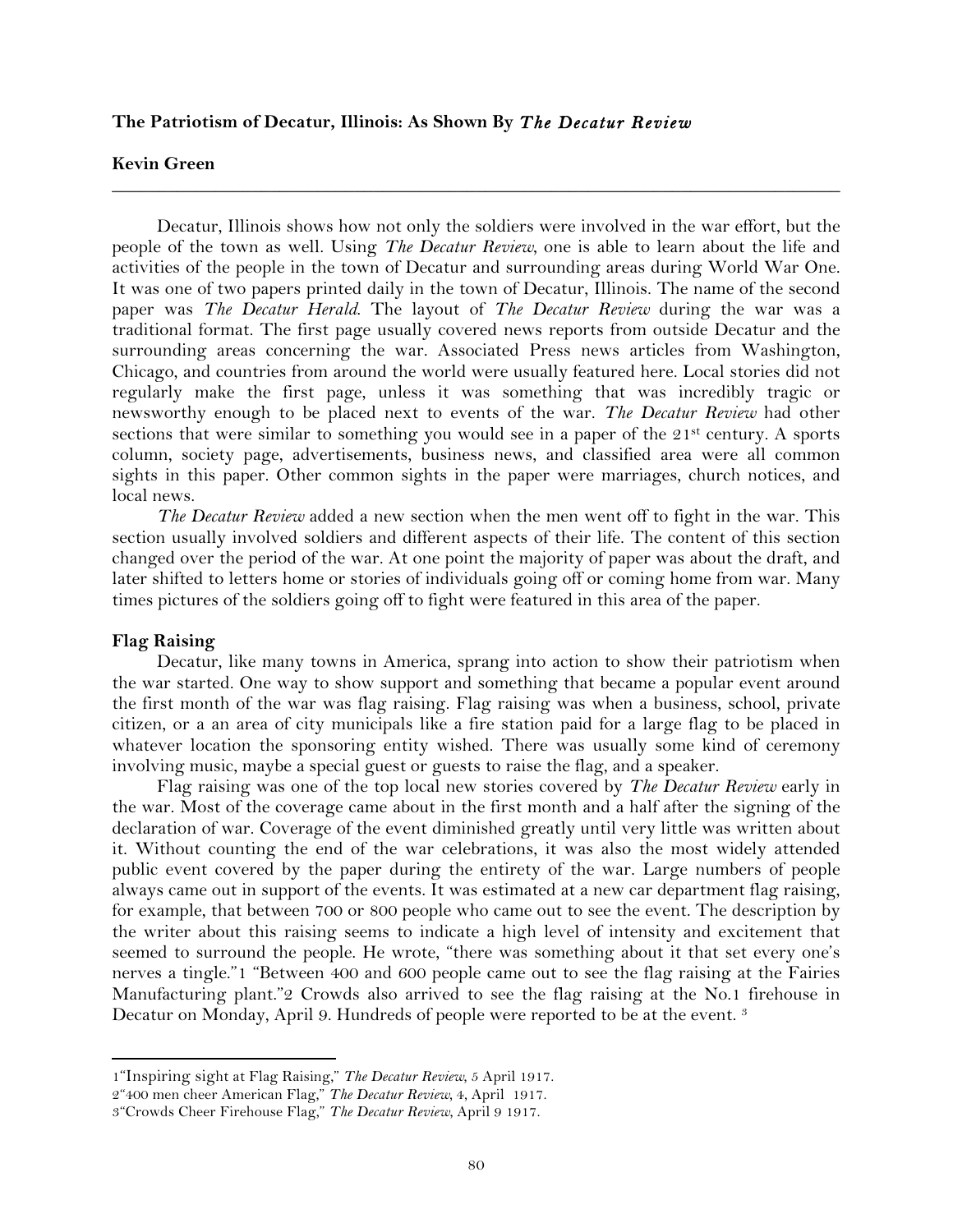**The Patriotism of Decatur, Illinois: As Shown By *The Decatur Review***

**Kevin Green**

---

Decatur, Illinois shows how not only the soldiers were involved in the war effort, but the people of the town as well. Using *The Decatur Review*, one is able to learn about the life and activities of the people in the town of Decatur and surrounding areas during World War One. It was one of two papers printed daily in the town of Decatur, Illinois. The name of the second paper was *The Decatur Herald*. The layout of *The Decatur Review* during the war was a traditional format. The first page usually covered news reports from outside Decatur and the surrounding areas concerning the war. Associated Press news articles from Washington, Chicago, and countries from around the world were usually featured here. Local stories did not regularly make the first page, unless it was something that was incredibly tragic or newsworthy enough to be placed next to events of the war. *The Decatur Review* had other sections that were similar to something you would see in a paper of the 21st century. A sports column, society page, advertisements, business news, and classified area were all common sights in this paper. Other common sights in the paper were marriages, church notices, and local news.

*The Decatur Review* added a new section when the men went off to fight in the war. This section usually involved soldiers and different aspects of their life. The content of this section changed over the period of the war. At one point the majority of paper was about the draft, and later shifted to letters home or stories of individuals going off or coming home from war. Many times pictures of the soldiers going off to fight were featured in this area of the paper.

**Flag Raising**

Decatur, like many towns in America, sprang into action to show their patriotism when the war started. One way to show support and something that became a popular event around the first month of the war was flag raising. Flag raising was when a business, school, private citizen, or a an area of city municipals like a fire station paid for a large flag to be placed in whatever location the sponsoring entity wished. There was usually some kind of ceremony involving music, maybe a special guest or guests to raise the flag, and a speaker.

Flag raising was one of the top local new stories covered by *The Decatur Review* early in the war. Most of the coverage came about in the first month and a half after the signing of the declaration of war. Coverage of the event diminished greatly until very little was written about it. Without counting the end of the war celebrations, it was also the most widely attended public event covered by the paper during the entirety of the war. Large numbers of people always came out in support of the events. It was estimated at a new car department flag raising, for example, that between 700 or 800 people who came out to see the event. The description by the writer about this raising seems to indicate a high level of intensity and excitement that seemed to surround the people. He wrote, "there was something about it that set every one's nerves a tingle."[1] "Between 400 and 600 people came out to see the flag raising at the Fairies Manufacturing plant."[2] Crowds also arrived to see the flag raising at the No.1 firehouse in Decatur on Monday, April 9. Hundreds of people were reported to be at the event. [3]

---

[1] "Inspiring sight at Flag Raising," *The Decatur Review*, 5 April 1917.

[2] "400 men cheer American Flag," *The Decatur Review*, 4, April 1917.

[3] "Crowds Cheer Firehouse Flag," *The Decatur Review*, April 9 1917.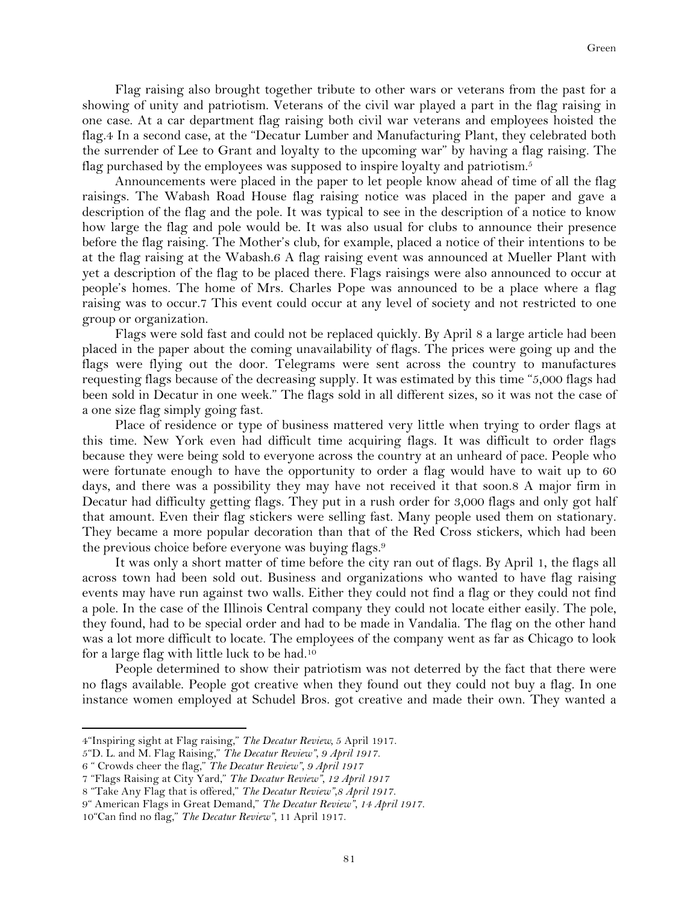Flag raising also brought together tribute to other wars or veterans from the past for a showing of unity and patriotism. Veterans of the civil war played a part in the flag raising in one case. At a car department flag raising both civil war veterans and employees hoisted the flag.[4] In a second case, at the "Decatur Lumber and Manufacturing Plant, they celebrated both the surrender of Lee to Grant and loyalty to the upcoming war" by having a flag raising. The flag purchased by the employees was supposed to inspire loyalty and patriotism.[5]

Announcements were placed in the paper to let people know ahead of time of all the flag raisings. The Wabash Road House flag raising notice was placed in the paper and gave a description of the flag and the pole. It was typical to see in the description of a notice to know how large the flag and pole would be. It was also usual for clubs to announce their presence before the flag raising. The Mother's club, for example, placed a notice of their intentions to be at the flag raising at the Wabash.[6] A flag raising event was announced at Mueller Plant with yet a description of the flag to be placed there. Flags raisings were also announced to occur at people's homes. The home of Mrs. Charles Pope was announced to be a place where a flag raising was to occur.[7] This event could occur at any level of society and not restricted to one group or organization.

Flags were sold fast and could not be replaced quickly. By April 8 a large article had been placed in the paper about the coming unavailability of flags. The prices were going up and the flags were flying out the door. Telegrams were sent across the country to manufactures requesting flags because of the decreasing supply. It was estimated by this time "5,000 flags had been sold in Decatur in one week." The flags sold in all different sizes, so it was not the case of a one size flag simply going fast.

Place of residence or type of business mattered very little when trying to order flags at this time. New York even had difficult time acquiring flags. It was difficult to order flags because they were being sold to everyone across the country at an unheard of pace. People who were fortunate enough to have the opportunity to order a flag would have to wait up to 60 days, and there was a possibility they may have not received it that soon.[8] A major firm in Decatur had difficulty getting flags. They put in a rush order for 3,000 flags and only got half that amount. Even their flag stickers were selling fast. Many people used them on stationary. They became a more popular decoration than that of the Red Cross stickers, which had been the previous choice before everyone was buying flags.[9]

It was only a short matter of time before the city ran out of flags. By April 1, the flags all across town had been sold out. Business and organizations who wanted to have flag raising events may have run against two walls. Either they could not find a flag or they could not find a pole. In the case of the Illinois Central company they could not locate either easily. The pole, they found, had to be special order and had to be made in Vandalia. The flag on the other hand was a lot more difficult to locate. The employees of the company went as far as Chicago to look for a large flag with little luck to be had.[10]

People determined to show their patriotism was not deterred by the fact that there were no flags available. People got creative when they found out they could not buy a flag. In one instance women employed at Schudel Bros. got creative and made their own. They wanted a

---

4"Inspiring sight at Flag raising," *The Decatur Review*, 5 April 1917.

5"D. L. and M. Flag Raising," *The Decatur Review", 9 April 1917.*

6 " Crowds cheer the flag," *The Decatur Review", 9 April 1917*

7 "Flags Raising at City Yard," *The Decatur Review", 12 April 1917*

8 "Take Any Flag that is offered," *The Decatur Review",8 April 1917.*

9" American Flags in Great Demand," *The Decatur Review", 14 April 1917.*

10"Can find no flag," *The Decatur Review"*, 11 April 1917.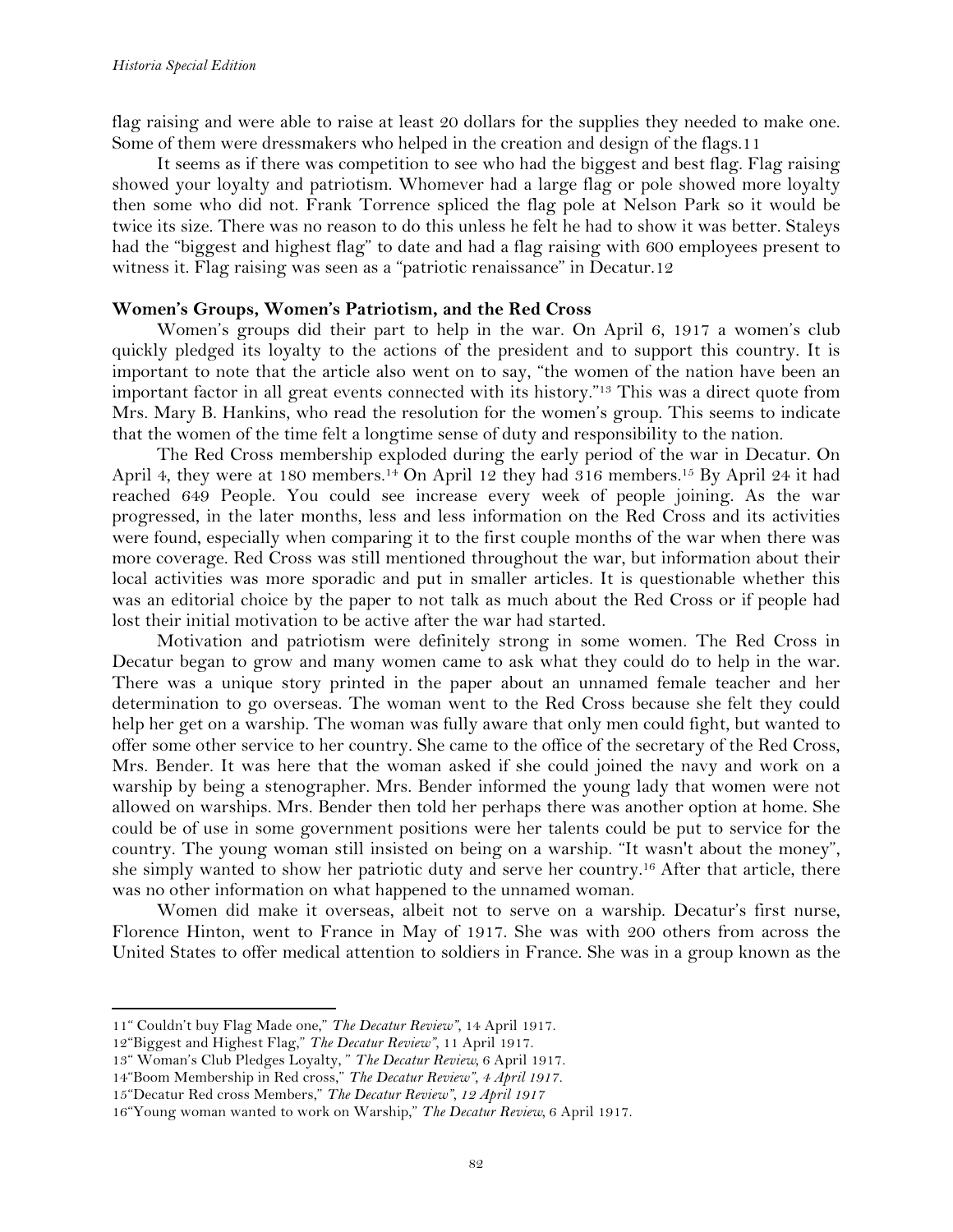flag raising and were able to raise at least 20 dollars for the supplies they needed to make one. Some of them were dressmakers who helped in the creation and design of the flags.[11]

It seems as if there was competition to see who had the biggest and best flag. Flag raising showed your loyalty and patriotism. Whomever had a large flag or pole showed more loyalty then some who did not. Frank Torrence spliced the flag pole at Nelson Park so it would be twice its size. There was no reason to do this unless he felt he had to show it was better. Staleys had the "biggest and highest flag" to date and had a flag raising with 600 employees present to witness it. Flag raising was seen as a "patriotic renaissance" in Decatur.[12]

## Women's Groups, Women's Patriotism, and the Red Cross

Women's groups did their part to help in the war. On April 6, 1917 a women's club quickly pledged its loyalty to the actions of the president and to support this country. It is important to note that the article also went on to say, "the women of the nation have been an important factor in all great events connected with its history."[13] This was a direct quote from Mrs. Mary B. Hankins, who read the resolution for the women's group. This seems to indicate that the women of the time felt a longtime sense of duty and responsibility to the nation.

The Red Cross membership exploded during the early period of the war in Decatur. On April 4, they were at 180 members.[14] On April 12 they had 316 members.[15] By April 24 it had reached 649 People. You could see increase every week of people joining. As the war progressed, in the later months, less and less information on the Red Cross and its activities were found, especially when comparing it to the first couple months of the war when there was more coverage. Red Cross was still mentioned throughout the war, but information about their local activities was more sporadic and put in smaller articles. It is questionable whether this was an editorial choice by the paper to not talk as much about the Red Cross or if people had lost their initial motivation to be active after the war had started.

Motivation and patriotism were definitely strong in some women. The Red Cross in Decatur began to grow and many women came to ask what they could do to help in the war. There was a unique story printed in the paper about an unnamed female teacher and her determination to go overseas. The woman went to the Red Cross because she felt they could help her get on a warship. The woman was fully aware that only men could fight, but wanted to offer some other service to her country. She came to the office of the secretary of the Red Cross, Mrs. Bender. It was here that the woman asked if she could joined the navy and work on a warship by being a stenographer. Mrs. Bender informed the young lady that women were not allowed on warships. Mrs. Bender then told her perhaps there was another option at home. She could be of use in some government positions were her talents could be put to service for the country. The young woman still insisted on being on a warship. "It wasn't about the money", she simply wanted to show her patriotic duty and serve her country.[16] After that article, there was no other information on what happened to the unnamed woman.

Women did make it overseas, albeit not to serve on a warship. Decatur's first nurse, Florence Hinton, went to France in May of 1917. She was with 200 others from across the United States to offer medical attention to soldiers in France. She was in a group known as the

---

11" Couldn't buy Flag Made one," *The Decatur Review"*, 14 April 1917.

12"Biggest and Highest Flag," *The Decatur Review"*, 11 April 1917.

13" Woman's Club Pledges Loyalty, " *The Decatur Review*, 6 April 1917.

14"Boom Membership in Red cross," *The Decatur Review", 4 April 1917.*

15"Decatur Red cross Members," *The Decatur Review", 12 April 1917*

16"Young woman wanted to work on Warship," *The Decatur Review*, 6 April 1917.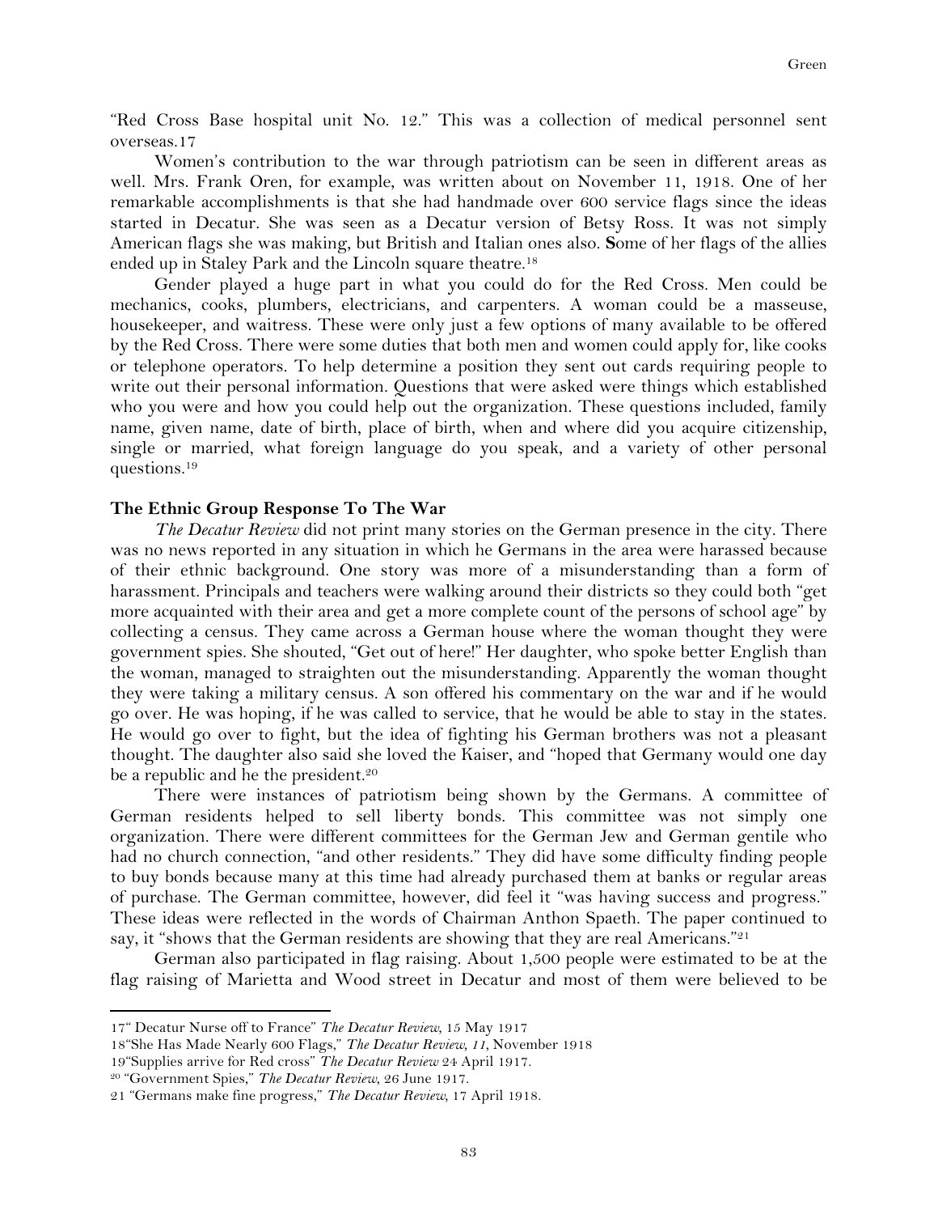"Red Cross Base hospital unit No. 12." This was a collection of medical personnel sent overseas.17

Women's contribution to the war through patriotism can be seen in different areas as well. Mrs. Frank Oren, for example, was written about on November 11, 1918. One of her remarkable accomplishments is that she had handmade over 600 service flags since the ideas started in Decatur. She was seen as a Decatur version of Betsy Ross. It was not simply American flags she was making, but British and Italian ones also. **S**ome of her flags of the allies ended up in Staley Park and the Lincoln square theatre.[18]

Gender played a huge part in what you could do for the Red Cross. Men could be mechanics, cooks, plumbers, electricians, and carpenters. A woman could be a masseuse, housekeeper, and waitress. These were only just a few options of many available to be offered by the Red Cross. There were some duties that both men and women could apply for, like cooks or telephone operators. To help determine a position they sent out cards requiring people to write out their personal information. Questions that were asked were things which established who you were and how you could help out the organization. These questions included, family name, given name, date of birth, place of birth, when and where did you acquire citizenship, single or married, what foreign language do you speak, and a variety of other personal questions.[19]

### The Ethnic Group Response To The War

*The Decatur Review* did not print many stories on the German presence in the city. There was no news reported in any situation in which he Germans in the area were harassed because of their ethnic background. One story was more of a misunderstanding than a form of harassment. Principals and teachers were walking around their districts so they could both "get more acquainted with their area and get a more complete count of the persons of school age" by collecting a census. They came across a German house where the woman thought they were government spies. She shouted, "Get out of here!" Her daughter, who spoke better English than the woman, managed to straighten out the misunderstanding. Apparently the woman thought they were taking a military census. A son offered his commentary on the war and if he would go over. He was hoping, if he was called to service, that he would be able to stay in the states. He would go over to fight, but the idea of fighting his German brothers was not a pleasant thought. The daughter also said she loved the Kaiser, and "hoped that Germany would one day be a republic and he the president.[20]

There were instances of patriotism being shown by the Germans. A committee of German residents helped to sell liberty bonds. This committee was not simply one organization. There were different committees for the German Jew and German gentile who had no church connection, "and other residents." They did have some difficulty finding people to buy bonds because many at this time had already purchased them at banks or regular areas of purchase. The German committee, however, did feel it "was having success and progress." These ideas were reflected in the words of Chairman Anthon Spaeth. The paper continued to say, it "shows that the German residents are showing that they are real Americans."[21]

German also participated in flag raising. About 1,500 people were estimated to be at the flag raising of Marietta and Wood street in Decatur and most of them were believed to be

---

17" Decatur Nurse off to France" *The Decatur Review,* 15 May 1917

18"She Has Made Nearly 600 Flags," *The Decatur Review, 11,* November 1918

19"Supplies arrive for Red cross" *The Decatur Review* 24 April 1917.

20 "Government Spies," *The Decatur Review,* 26 June 1917.

21 "Germans make fine progress," *The Decatur Review,* 17 April 1918.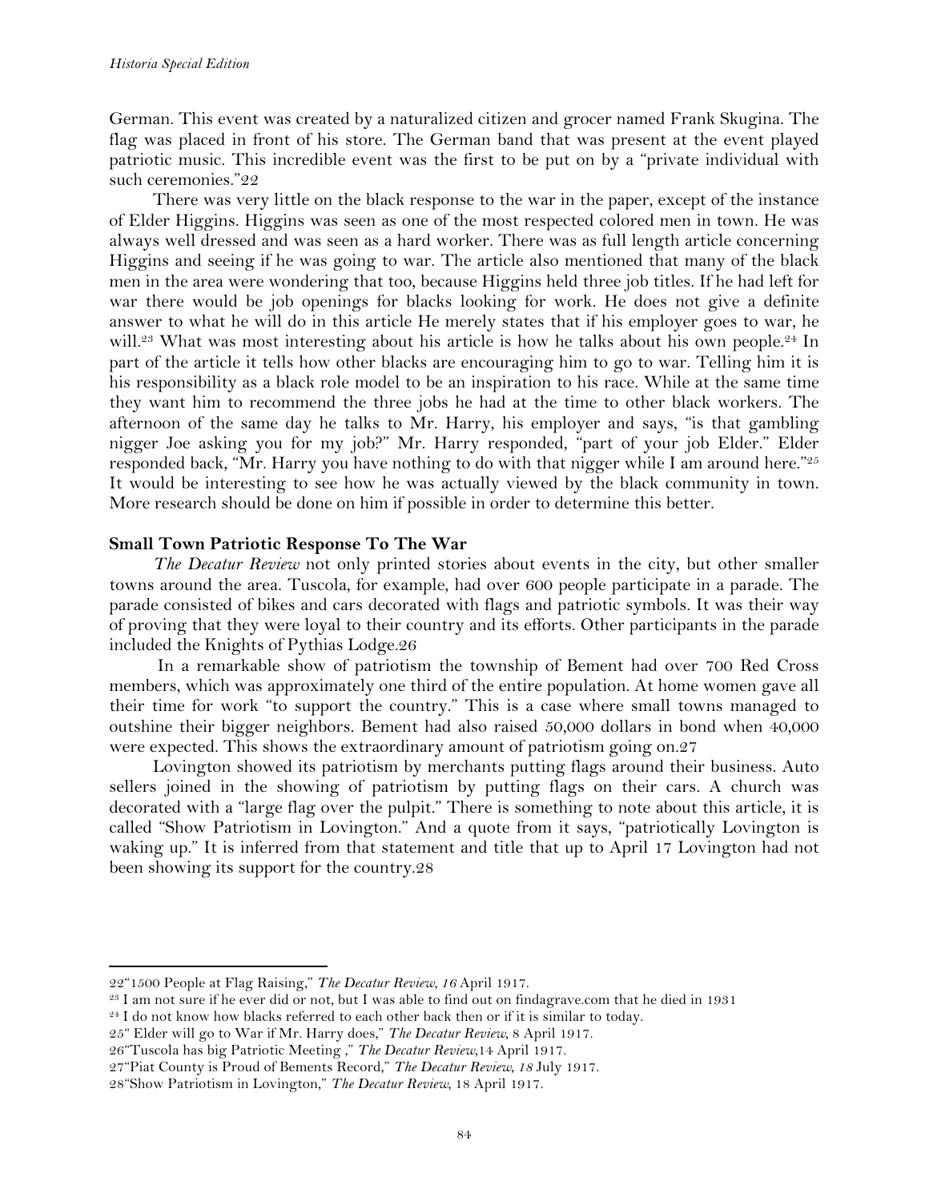German. This event was created by a naturalized citizen and grocer named Frank Skugina. The flag was placed in front of his store. The German band that was present at the event played patriotic music. This incredible event was the first to be put on by a "private individual with such ceremonies."22

There was very little on the black response to the war in the paper, except of the instance of Elder Higgins. Higgins was seen as one of the most respected colored men in town. He was always well dressed and was seen as a hard worker. There was as full length article concerning Higgins and seeing if he was going to war. The article also mentioned that many of the black men in the area were wondering that too, because Higgins held three job titles. If he had left for war there would be job openings for blacks looking for work. He does not give a definite answer to what he will do in this article He merely states that if his employer goes to war, he will.[23] What was most interesting about his article is how he talks about his own people.[24] In part of the article it tells how other blacks are encouraging him to go to war. Telling him it is his responsibility as a black role model to be an inspiration to his race. While at the same time they want him to recommend the three jobs he had at the time to other black workers. The afternoon of the same day he talks to Mr. Harry, his employer and says, "is that gambling nigger Joe asking you for my job?" Mr. Harry responded, "part of your job Elder." Elder responded back, "Mr. Harry you have nothing to do with that nigger while I am around here."[25] It would be interesting to see how he was actually viewed by the black community in town. More research should be done on him if possible in order to determine this better.

### Small Town Patriotic Response To The War

*The Decatur Review* not only printed stories about events in the city, but other smaller towns around the area. Tuscola, for example, had over 600 people participate in a parade. The parade consisted of bikes and cars decorated with flags and patriotic symbols. It was their way of proving that they were loyal to their country and its efforts. Other participants in the parade included the Knights of Pythias Lodge.26

In a remarkable show of patriotism the township of Bement had over 700 Red Cross members, which was approximately one third of the entire population. At home women gave all their time for work "to support the country." This is a case where small towns managed to outshine their bigger neighbors. Bement had also raised 50,000 dollars in bond when 40,000 were expected. This shows the extraordinary amount of patriotism going on.27

Lovington showed its patriotism by merchants putting flags around their business. Auto sellers joined in the showing of patriotism by putting flags on their cars. A church was decorated with a "large flag over the pulpit." There is something to note about this article, it is called "Show Patriotism in Lovington." And a quote from it says, "patriotically Lovington is waking up." It is inferred from that statement and title that up to April 17 Lovington had not been showing its support for the country.28

---

22"1500 People at Flag Raising," *The Decatur Review, 16* April 1917.

[23] I am not sure if he ever did or not, but I was able to find out on findagrave.com that he died in 1931

[24] I do not know how blacks referred to each other back then or if it is similar to today.

25" Elder will go to War if Mr. Harry does," *The Decatur Review,* 8 April 1917.

26"Tuscola has big Patriotic Meeting ," *The Decatur Review,*14 April 1917.

27"Piat County is Proud of Bements Record," *The Decatur Review, 18* July 1917.

28"Show Patriotism in Lovington," *The Decatur Review,* 18 April 1917.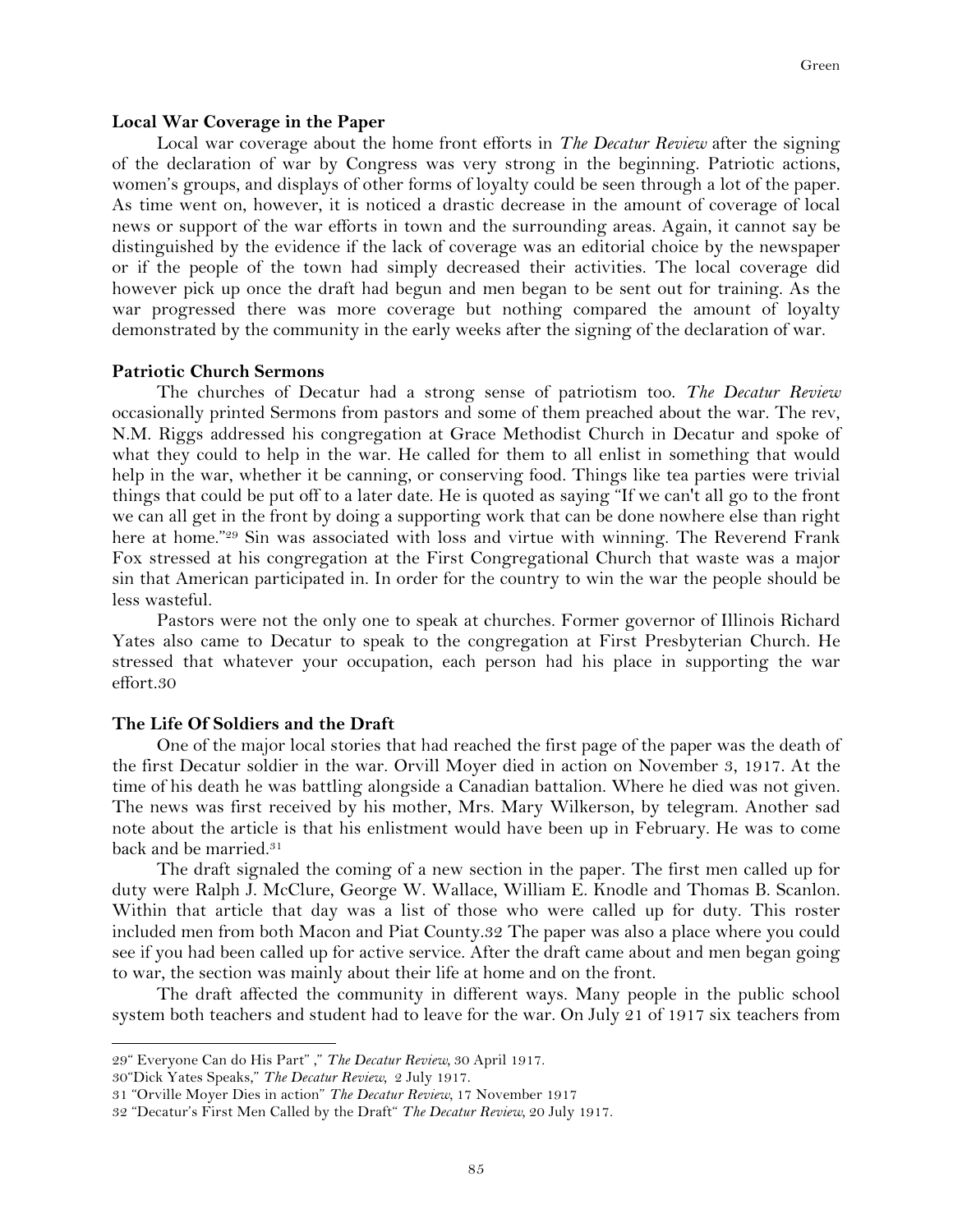**Local War Coverage in the Paper**

Local war coverage about the home front efforts in *The Decatur Review* after the signing of the declaration of war by Congress was very strong in the beginning. Patriotic actions, women's groups, and displays of other forms of loyalty could be seen through a lot of the paper. As time went on, however, it is noticed a drastic decrease in the amount of coverage of local news or support of the war efforts in town and the surrounding areas. Again, it cannot say be distinguished by the evidence if the lack of coverage was an editorial choice by the newspaper or if the people of the town had simply decreased their activities. The local coverage did however pick up once the draft had begun and men began to be sent out for training. As the war progressed there was more coverage but nothing compared the amount of loyalty demonstrated by the community in the early weeks after the signing of the declaration of war.

**Patriotic Church Sermons**

The churches of Decatur had a strong sense of patriotism too. *The Decatur Review* occasionally printed Sermons from pastors and some of them preached about the war. The rev, N.M. Riggs addressed his congregation at Grace Methodist Church in Decatur and spoke of what they could to help in the war. He called for them to all enlist in something that would help in the war, whether it be canning, or conserving food. Things like tea parties were trivial things that could be put off to a later date. He is quoted as saying "If we can't all go to the front we can all get in the front by doing a supporting work that can be done nowhere else than right here at home."[29] Sin was associated with loss and virtue with winning. The Reverend Frank Fox stressed at his congregation at the First Congregational Church that waste was a major sin that American participated in. In order for the country to win the war the people should be less wasteful.

Pastors were not the only one to speak at churches. Former governor of Illinois Richard Yates also came to Decatur to speak to the congregation at First Presbyterian Church. He stressed that whatever your occupation, each person had his place in supporting the war effort.30

**The Life Of Soldiers and the Draft**

One of the major local stories that had reached the first page of the paper was the death of the first Decatur soldier in the war. Orvill Moyer died in action on November 3, 1917. At the time of his death he was battling alongside a Canadian battalion. Where he died was not given. The news was first received by his mother, Mrs. Mary Wilkerson, by telegram. Another sad note about the article is that his enlistment would have been up in February. He was to come back and be married.[31]

The draft signaled the coming of a new section in the paper. The first men called up for duty were Ralph J. McClure, George W. Wallace, William E. Knodle and Thomas B. Scanlon. Within that article that day was a list of those who were called up for duty. This roster included men from both Macon and Piat County.32 The paper was also a place where you could see if you had been called up for active service. After the draft came about and men began going to war, the section was mainly about their life at home and on the front.

The draft affected the community in different ways. Many people in the public school system both teachers and student had to leave for the war. On July 21 of 1917 six teachers from

---

29" Everyone Can do His Part" ," *The Decatur Review,* 30 April 1917.

30"Dick Yates Speaks," *The Decatur Review,* 2 July 1917.

31 "Orville Moyer Dies in action" *The Decatur Review,* 17 November 1917

32 "Decatur's First Men Called by the Draft" *The Decatur Review,* 20 July 1917.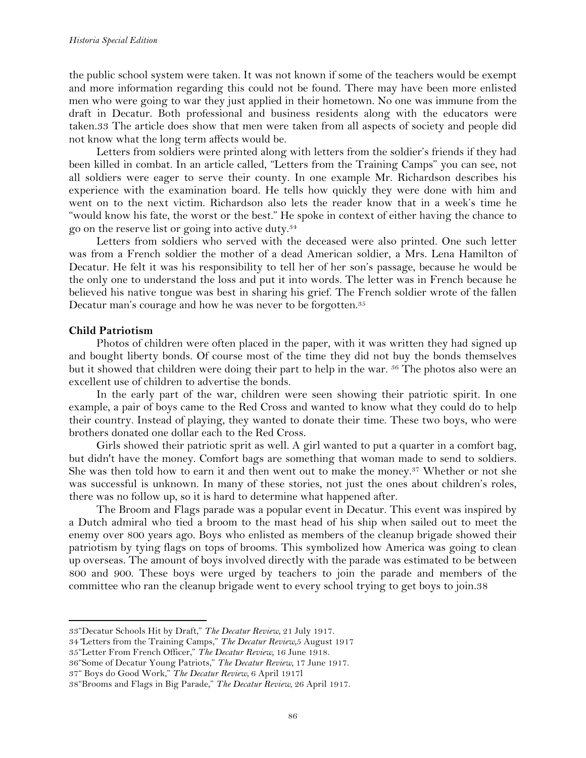the public school system were taken. It was not known if some of the teachers would be exempt and more information regarding this could not be found. There may have been more enlisted men who were going to war they just applied in their hometown. No one was immune from the draft in Decatur. Both professional and business residents along with the educators were taken.[33] The article does show that men were taken from all aspects of society and people did not know what the long term affects would be.

Letters from soldiers were printed along with letters from the soldier's friends if they had been killed in combat. In an article called, "Letters from the Training Camps" you can see, not all soldiers were eager to serve their county. In one example Mr. Richardson describes his experience with the examination board. He tells how quickly they were done with him and went on to the next victim. Richardson also lets the reader know that in a week's time he "would know his fate, the worst or the best." He spoke in context of either having the chance to go on the reserve list or going into active duty.[34]

Letters from soldiers who served with the deceased were also printed. One such letter was from a French soldier the mother of a dead American soldier, a Mrs. Lena Hamilton of Decatur. He felt it was his responsibility to tell her of her son's passage, because he would be the only one to understand the loss and put it into words. The letter was in French because he believed his native tongue was best in sharing his grief. The French soldier wrote of the fallen Decatur man's courage and how he was never to be forgotten.[35]

**Child Patriotism**

Photos of children were often placed in the paper, with it was written they had signed up and bought liberty bonds. Of course most of the time they did not buy the bonds themselves but it showed that children were doing their part to help in the war. [36] The photos also were an excellent use of children to advertise the bonds.

In the early part of the war, children were seen showing their patriotic spirit. In one example, a pair of boys came to the Red Cross and wanted to know what they could do to help their country. Instead of playing, they wanted to donate their time. These two boys, who were brothers donated one dollar each to the Red Cross.

Girls showed their patriotic sprit as well. A girl wanted to put a quarter in a comfort bag, but didn't have the money. Comfort bags are something that woman made to send to soldiers. She was then told how to earn it and then went out to make the money.[37] Whether or not she was successful is unknown. In many of these stories, not just the ones about children's roles, there was no follow up, so it is hard to determine what happened after.

The Broom and Flags parade was a popular event in Decatur. This event was inspired by a Dutch admiral who tied a broom to the mast head of his ship when sailed out to meet the enemy over 800 years ago. Boys who enlisted as members of the cleanup brigade showed their patriotism by tying flags on tops of brooms. This symbolized how America was going to clean up overseas. The amount of boys involved directly with the parade was estimated to be between 800 and 900. These boys were urged by teachers to join the parade and members of the committee who ran the cleanup brigade went to every school trying to get boys to join.[38]

---

[33] "Decatur Schools Hit by Draft," *The Decatur Review*, 21 July 1917.

[34] "Letters from the Training Camps," *The Decatur Review*,5 August 1917

[35] "Letter From French Officer," *The Decatur Review*, 16 June 1918.

[36] "Some of Decatur Young Patriots," *The Decatur Review*, 17 June 1917.

[37] " Boys do Good Work," *The Decatur Review*, 6 April 1917l

[38] "Brooms and Flags in Big Parade," *The Decatur Review*, 26 April 1917.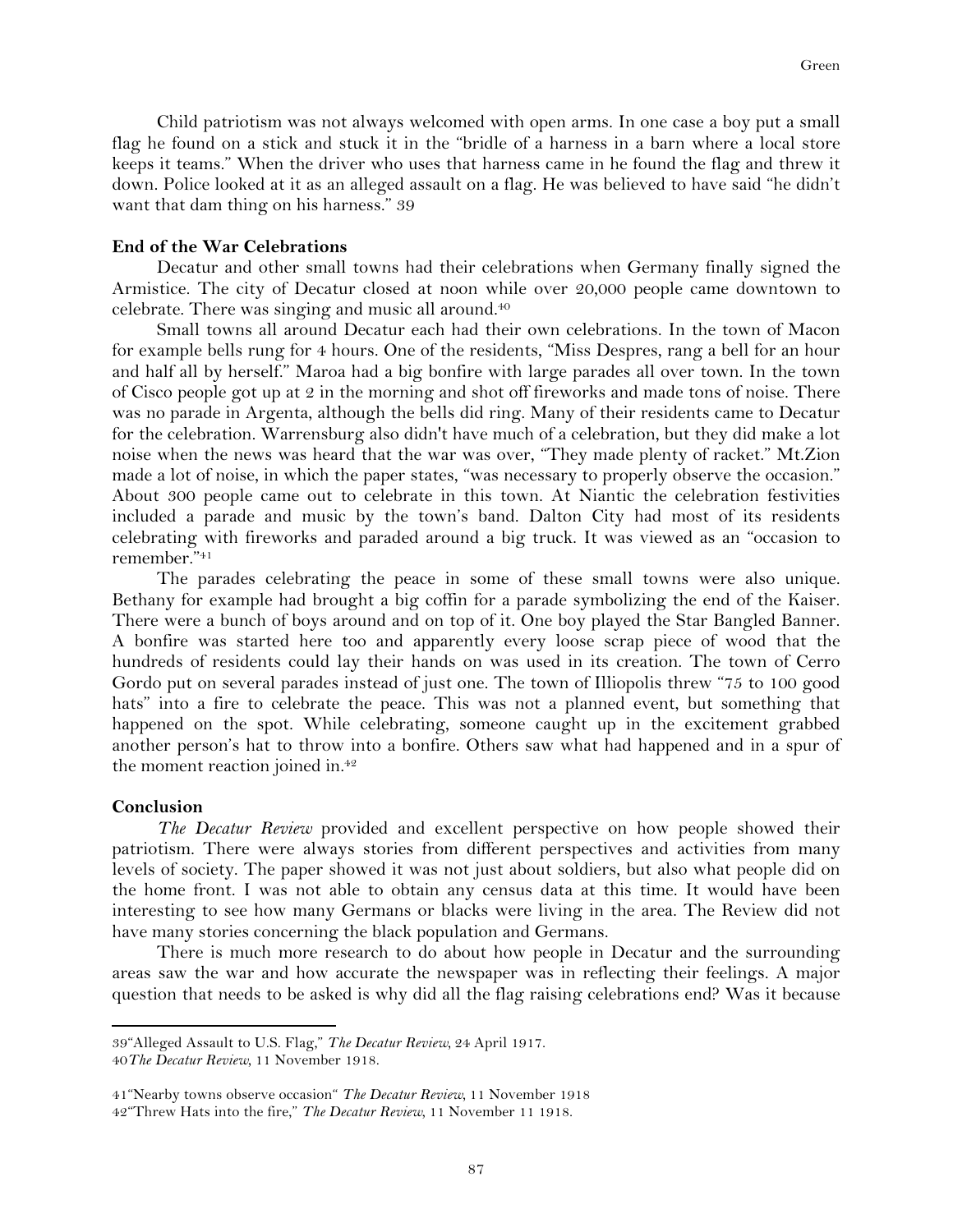Child patriotism was not always welcomed with open arms. In one case a boy put a small flag he found on a stick and stuck it in the "bridle of a harness in a barn where a local store keeps it teams." When the driver who uses that harness came in he found the flag and threw it down. Police looked at it as an alleged assault on a flag. He was believed to have said "he didn't want that dam thing on his harness." 39

**End of the War Celebrations**

Decatur and other small towns had their celebrations when Germany finally signed the Armistice. The city of Decatur closed at noon while over 20,000 people came downtown to celebrate. There was singing and music all around.[40]

Small towns all around Decatur each had their own celebrations. In the town of Macon for example bells rung for 4 hours. One of the residents, "Miss Despres, rang a bell for an hour and half all by herself." Maroa had a big bonfire with large parades all over town. In the town of Cisco people got up at 2 in the morning and shot off fireworks and made tons of noise. There was no parade in Argenta, although the bells did ring. Many of their residents came to Decatur for the celebration. Warrensburg also didn't have much of a celebration, but they did make a lot noise when the news was heard that the war was over, "They made plenty of racket." Mt.Zion made a lot of noise, in which the paper states, "was necessary to properly observe the occasion." About 300 people came out to celebrate in this town. At Niantic the celebration festivities included a parade and music by the town's band. Dalton City had most of its residents celebrating with fireworks and paraded around a big truck. It was viewed as an "occasion to remember."[41]

The parades celebrating the peace in some of these small towns were also unique. Bethany for example had brought a big coffin for a parade symbolizing the end of the Kaiser. There were a bunch of boys around and on top of it. One boy played the Star Bangled Banner. A bonfire was started here too and apparently every loose scrap piece of wood that the hundreds of residents could lay their hands on was used in its creation. The town of Cerro Gordo put on several parades instead of just one. The town of Illiopolis threw "75 to 100 good hats" into a fire to celebrate the peace. This was not a planned event, but something that happened on the spot. While celebrating, someone caught up in the excitement grabbed another person's hat to throw into a bonfire. Others saw what had happened and in a spur of the moment reaction joined in.[42]

**Conclusion**

*The Decatur Review* provided and excellent perspective on how people showed their patriotism. There were always stories from different perspectives and activities from many levels of society. The paper showed it was not just about soldiers, but also what people did on the home front. I was not able to obtain any census data at this time. It would have been interesting to see how many Germans or blacks were living in the area. The Review did not have many stories concerning the black population and Germans.

There is much more research to do about how people in Decatur and the surrounding areas saw the war and how accurate the newspaper was in reflecting their feelings. A major question that needs to be asked is why did all the flag raising celebrations end? Was it because

---

39"Alleged Assault to U.S. Flag," *The Decatur Review*, 24 April 1917.

40*The Decatur Review*, 11 November 1918.

41"Nearby towns observe occasion" *The Decatur Review*, 11 November 1918

42"Threw Hats into the fire," *The Decatur Review*, 11 November 11 1918.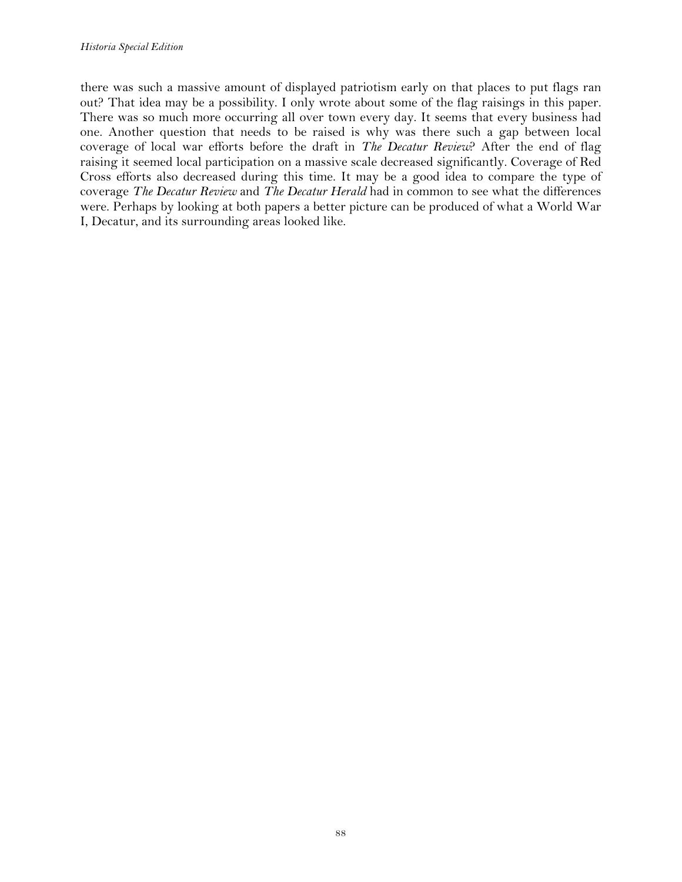there was such a massive amount of displayed patriotism early on that places to put flags ran out? That idea may be a possibility. I only wrote about some of the flag raisings in this paper. There was so much more occurring all over town every day. It seems that every business had one. Another question that needs to be raised is why was there such a gap between local coverage of local war efforts before the draft in *The Decatur Review*? After the end of flag raising it seemed local participation on a massive scale decreased significantly. Coverage of Red Cross efforts also decreased during this time. It may be a good idea to compare the type of coverage *The Decatur Review* and *The Decatur Herald* had in common to see what the differences were. Perhaps by looking at both papers a better picture can be produced of what a World War I, Decatur, and its surrounding areas looked like.